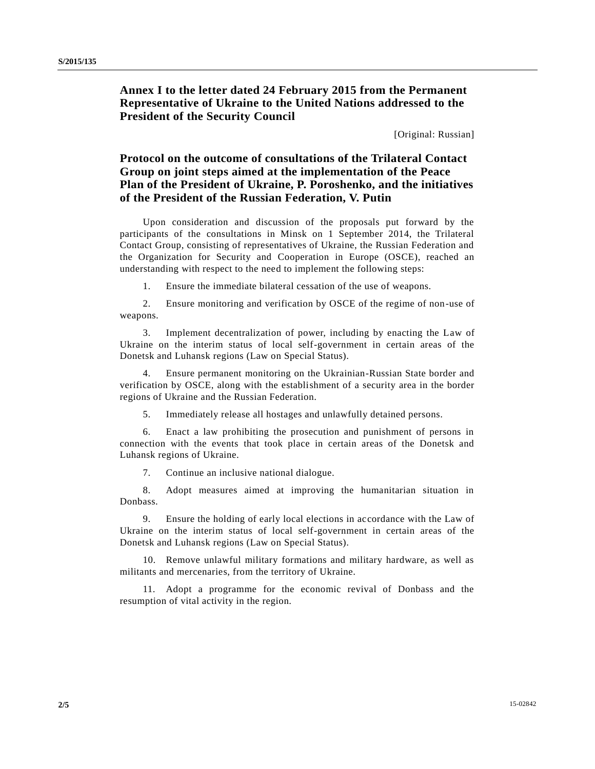## Annex I to the letter dated 24 February 2015 from the Permanent Representative of Ukraine to the United Nations addressed to the President of the Security Council

[Original: Russian]

## Protocol on the outcome of consultations of the Trilateral Contact Group on joint steps aimed at the implementation of the Peace Plan of the President of Ukraine, P. Poroshenko, and the initiatives of the President of the Russian Federation, V. Putin

Upon consideration and discussion of the proposals put forward by the participants of the consultations in Minsk on 1 September 2014, the Trilateral Contact Group, consisting of representatives of Ukraine, the Russian Federation and the Organization for Security and Cooperation in Europe (OSCE), reached an understanding with respect to the need to implement the following steps:

1. Ensure the immediate bilateral cessation of the use of weapons.

2. Ensure monitoring and verification by OSCE of the regime of non-use of weapons.

3. Implement decentralization of power, including by enacting the Law of Ukraine on the interim status of local self-government in certain areas of the Donetsk and Luhansk regions (Law on Special Status).

4. Ensure permanent monitoring on the Ukrainian-Russian State border and verification by OSCE, along with the establishment of a security area in the border regions of Ukraine and the Russian Federation.

5. Immediately release all hostages and unlawfully detained persons.

6. Enact a law prohibiting the prosecution and punishment of persons in connection with the events that took place in certain areas of the Donetsk and Luhansk regions of Ukraine.

7. Continue an inclusive national dialogue.

8. Adopt measures aimed at improving the humanitarian situation in Donbass.

9. Ensure the holding of early local elections in accordance with the Law of Ukraine on the interim status of local self-government in certain areas of the Donetsk and Luhansk regions (Law on Special Status).

10. Remove unlawful military formations and military hardware, as well as militants and mercenaries, from the territory of Ukraine.

11. Adopt a programme for the economic revival of Donbass and the resumption of vital activity in the region.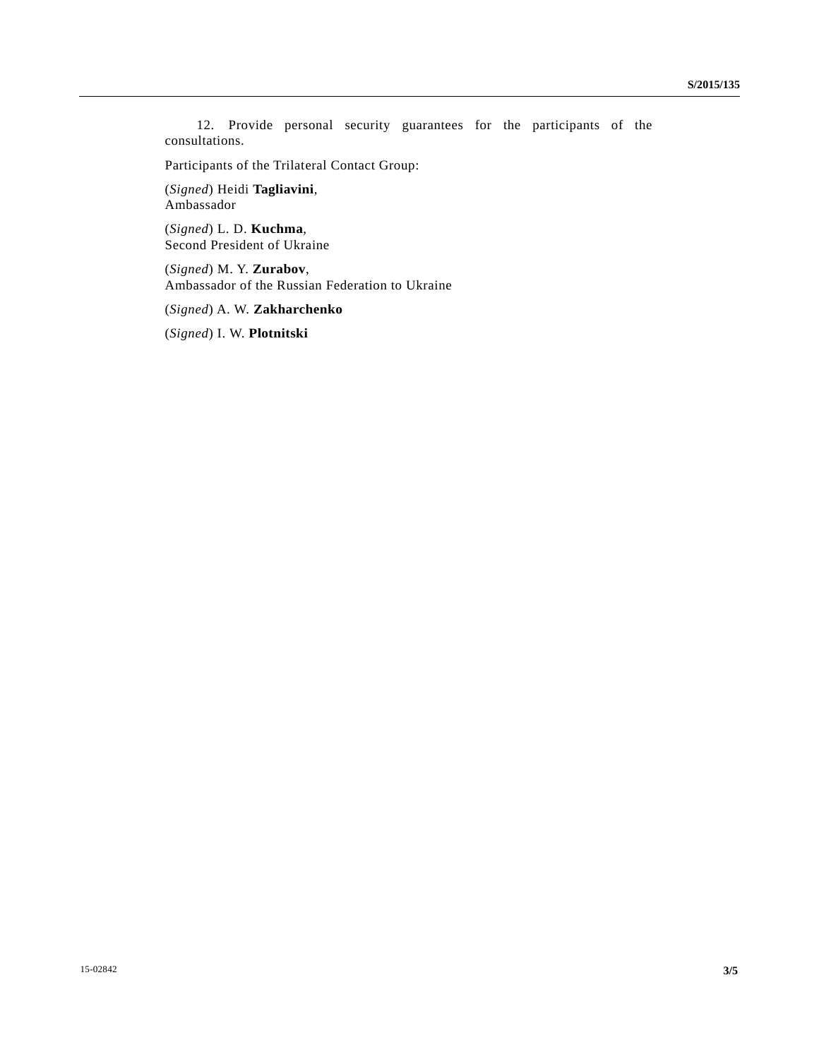12. Provide personal security guarantees for the participants of the consultations.

Participants of the Trilateral Contact Group:

(*Signed*) Heidi **Tagliavini**,
Ambassador

(*Signed*) L. D. **Kuchma**,
Second President of Ukraine

(*Signed*) M. Y. **Zurabov**,
Ambassador of the Russian Federation to Ukraine

(*Signed*) A. W. **Zakharchenko**

(*Signed*) I. W. **Plotnitski**